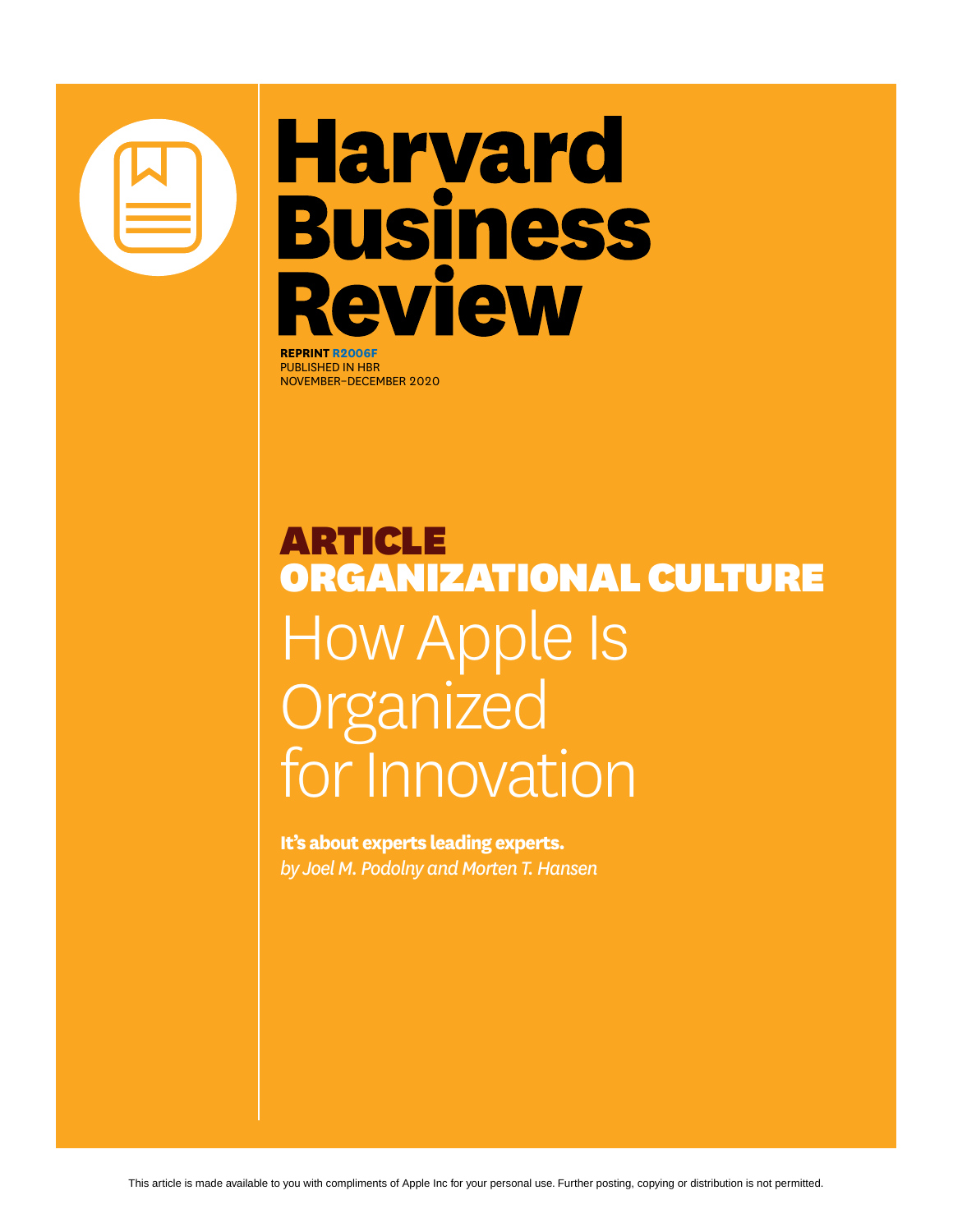# Harvard Business Review

**REPRINT R2006F**
PUBLISHED IN HBR
NOVEMBER–DECEMBER 2020

**ARTICLE**
**ORGANIZATIONAL CULTURE**

# How Apple Is Organized for Innovation

**It's about experts leading experts.**
*by Joel M. Podolny and Morten T. Hansen*

This article is made available to you with compliments of Apple Inc for your personal use. Further posting, copying or distribution is not permitted.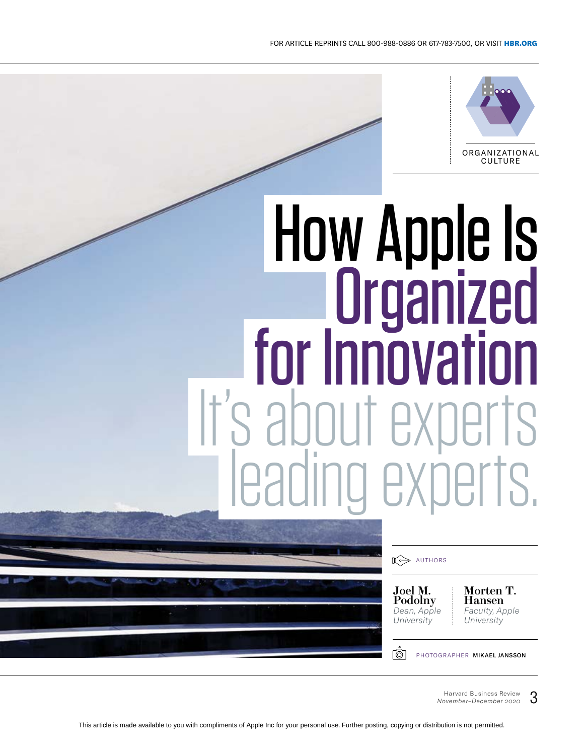ORGANIZATIONAL CULTURE

# How Apple Is Organized for Innovation

## It's about experts leading experts.

AUTHORS

**Joel M. Podolny**
*Dean, Apple University*

**Morten T. Hansen**
*Faculty, Apple University*

PHOTOGRAPHER **MIKAEL JANSSON**

This article is made available to you with compliments of Apple Inc for your personal use. Further posting, copying or distribution is not permitted.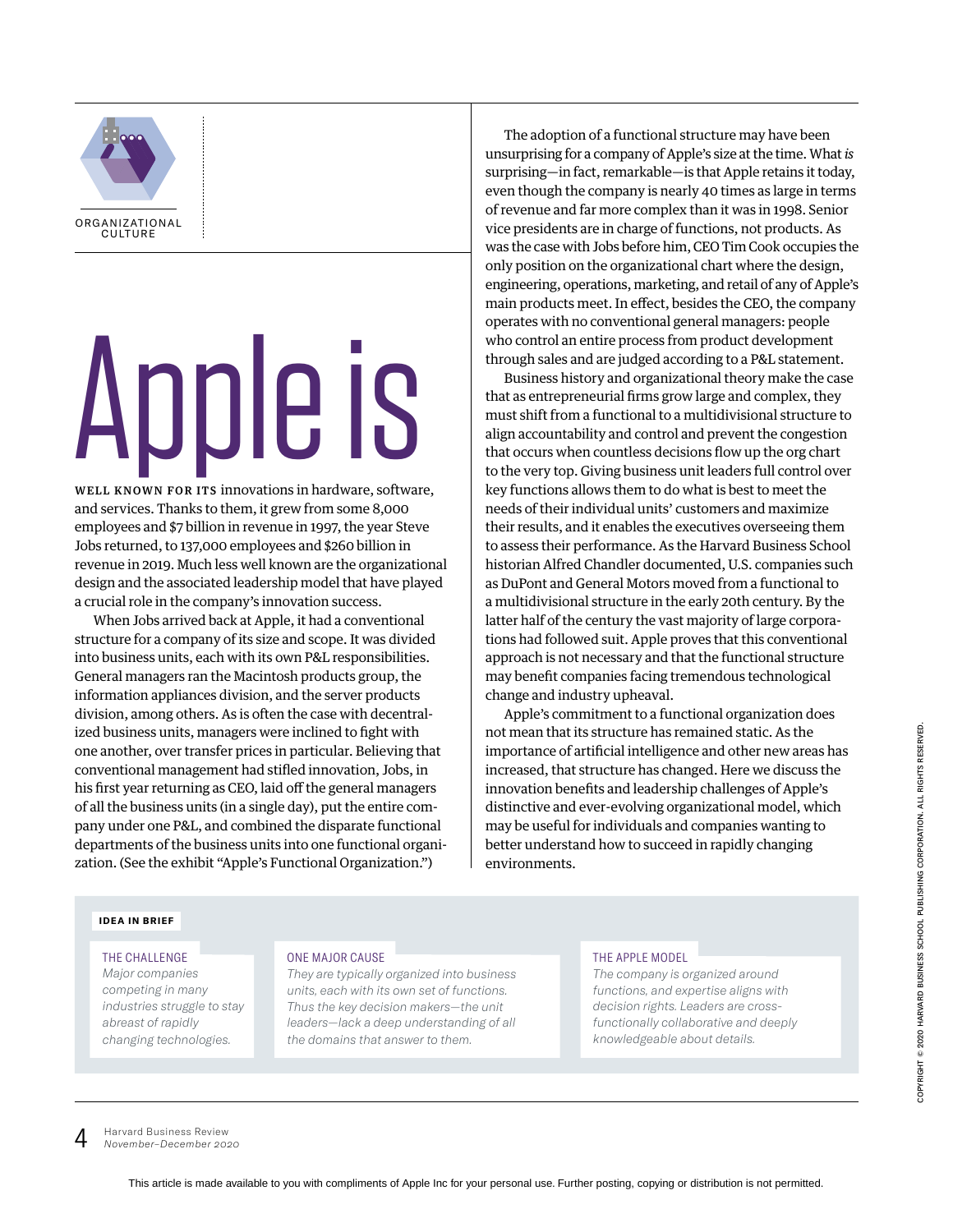ORGANIZATIONAL CULTURE

# Apple is

**WELL KNOWN FOR ITS** innovations in hardware, software, and services. Thanks to them, it grew from some 8,000 employees and $7 billion in revenue in 1997, the year Steve Jobs returned, to 137,000 employees and $260 billion in revenue in 2019. Much less well known are the organizational design and the associated leadership model that have played a crucial role in the company's innovation success.

When Jobs arrived back at Apple, it had a conventional structure for a company of its size and scope. It was divided into business units, each with its own P&L responsibilities. General managers ran the Macintosh products group, the information appliances division, and the server products division, among others. As is often the case with decentralized business units, managers were inclined to fight with one another, over transfer prices in particular. Believing that conventional management had stifled innovation, Jobs, in his first year returning as CEO, laid off the general managers of all the business units (in a single day), put the entire company under one P&L, and combined the disparate functional departments of the business units into one functional organization. (See the exhibit "Apple's Functional Organization.")

The adoption of a functional structure may have been unsurprising for a company of Apple's size at the time. What *is* surprising—in fact, remarkable—is that Apple retains it today, even though the company is nearly 40 times as large in terms of revenue and far more complex than it was in 1998. Senior vice presidents are in charge of functions, not products. As was the case with Jobs before him, CEO Tim Cook occupies the only position on the organizational chart where the design, engineering, operations, marketing, and retail of any of Apple's main products meet. In effect, besides the CEO, the company operates with no conventional general managers: people who control an entire process from product development through sales and are judged according to a P&L statement.

Business history and organizational theory make the case that as entrepreneurial firms grow large and complex, they must shift from a functional to a multidivisional structure to align accountability and control and prevent the congestion that occurs when countless decisions flow up the org chart to the very top. Giving business unit leaders full control over key functions allows them to do what is best to meet the needs of their individual units' customers and maximize their results, and it enables the executives overseeing them to assess their performance. As the Harvard Business School historian Alfred Chandler documented, U.S. companies such as DuPont and General Motors moved from a functional to a multidivisional structure in the early 20th century. By the latter half of the century the vast majority of large corporations had followed suit. Apple proves that this conventional approach is not necessary and that the functional structure may benefit companies facing tremendous technological change and industry upheaval.

Apple's commitment to a functional organization does not mean that its structure has remained static. As the importance of artificial intelligence and other new areas has increased, that structure has changed. Here we discuss the innovation benefits and leadership challenges of Apple's distinctive and ever-evolving organizational model, which may be useful for individuals and companies wanting to better understand how to succeed in rapidly changing environments.

**IDEA IN BRIEF**

**THE CHALLENGE**
*Major companies competing in many industries struggle to stay abreast of rapidly changing technologies.*

**ONE MAJOR CAUSE**
*They are typically organized into business units, each with its own set of functions. Thus the key decision makers—the unit leaders—lack a deep understanding of all the domains that answer to them.*

**THE APPLE MODEL**
*The company is organized around functions, and expertise aligns with decision rights. Leaders are cross-functionally collaborative and deeply knowledgeable about details.*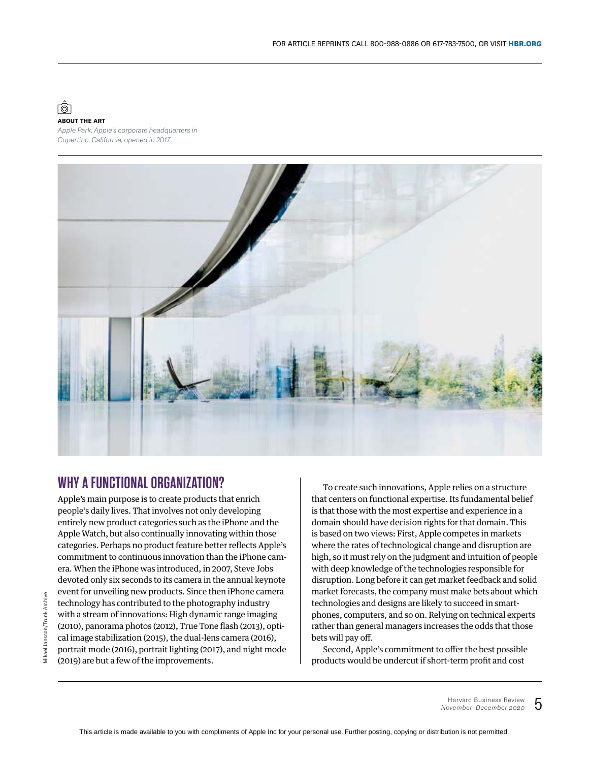**ABOUT THE ART**

*Apple Park, Apple's corporate headquarters in Cupertino, California, opened in 2017.*

Mikael Jansson/Trunk Archive

## WHY A FUNCTIONAL ORGANIZATION?

Apple's main purpose is to create products that enrich people's daily lives. That involves not only developing entirely new product categories such as the iPhone and the Apple Watch, but also continually innovating within those categories. Perhaps no product feature better reflects Apple's commitment to continuous innovation than the iPhone camera. When the iPhone was introduced, in 2007, Steve Jobs devoted only six seconds to its camera in the annual keynote event for unveiling new products. Since then iPhone camera technology has contributed to the photography industry with a stream of innovations: High dynamic range imaging (2010), panorama photos (2012), True Tone flash (2013), optical image stabilization (2015), the dual-lens camera (2016), portrait mode (2016), portrait lighting (2017), and night mode (2019) are but a few of the improvements.

To create such innovations, Apple relies on a structure that centers on functional expertise. Its fundamental belief is that those with the most expertise and experience in a domain should have decision rights for that domain. This is based on two views: First, Apple competes in markets where the rates of technological change and disruption are high, so it must rely on the judgment and intuition of people with deep knowledge of the technologies responsible for disruption. Long before it can get market feedback and solid market forecasts, the company must make bets about which technologies and designs are likely to succeed in smartphones, computers, and so on. Relying on technical experts rather than general managers increases the odds that those bets will pay off.

Second, Apple's commitment to offer the best possible products would be undercut if short-term profit and cost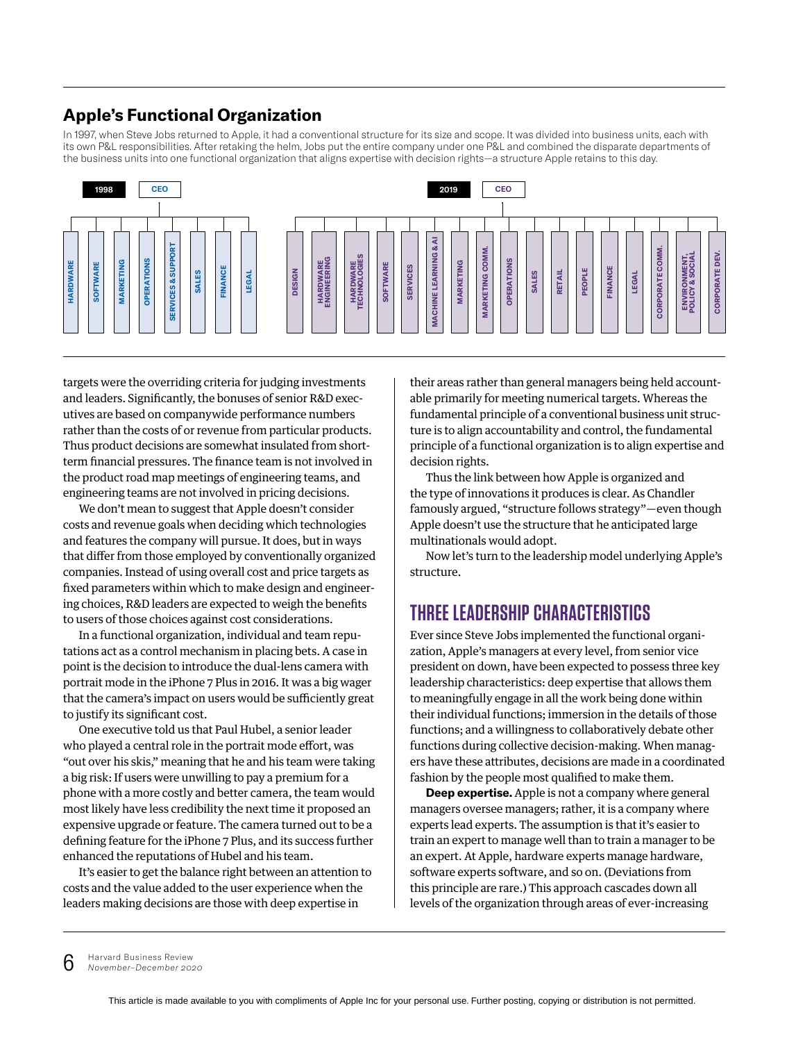## Apple's Functional Organization

In 1997, when Steve Jobs returned to Apple, it had a conventional structure for its size and scope. It was divided into business units, each with its own P&L responsibilities. After retaking the helm, Jobs put the entire company under one P&L and combined the disparate departments of the business units into one functional organization that aligns expertise with decision rights—a structure Apple retains to this day.

**1998** — CEO
- Hardware
- Software
- Marketing
- Operations
- Services & Support
- Sales
- Finance
- Legal

**2019** — CEO
- Design
- Hardware Engineering
- Hardware Technologies
- Software
- Services
- Machine Learning & AI
- Marketing
- Marketing Comm.
- Operations
- Sales
- Retail
- People
- Finance
- Legal
- Corporate Comm.
- Environment, Policy & Social
- Corporate Dev.

targets were the overriding criteria for judging investments and leaders. Significantly, the bonuses of senior R&D executives are based on companywide performance numbers rather than the costs of or revenue from particular products. Thus product decisions are somewhat insulated from short-term financial pressures. The finance team is not involved in the product road map meetings of engineering teams, and engineering teams are not involved in pricing decisions.

We don't mean to suggest that Apple doesn't consider costs and revenue goals when deciding which technologies and features the company will pursue. It does, but in ways that differ from those employed by conventionally organized companies. Instead of using overall cost and price targets as fixed parameters within which to make design and engineering choices, R&D leaders are expected to weigh the benefits to users of those choices against cost considerations.

In a functional organization, individual and team reputations act as a control mechanism in placing bets. A case in point is the decision to introduce the dual-lens camera with portrait mode in the iPhone 7 Plus in 2016. It was a big wager that the camera's impact on users would be sufficiently great to justify its significant cost.

One executive told us that Paul Hubel, a senior leader who played a central role in the portrait mode effort, was "out over his skis," meaning that he and his team were taking a big risk: If users were unwilling to pay a premium for a phone with a more costly and better camera, the team would most likely have less credibility the next time it proposed an expensive upgrade or feature. The camera turned out to be a defining feature for the iPhone 7 Plus, and its success further enhanced the reputations of Hubel and his team.

It's easier to get the balance right between an attention to costs and the value added to the user experience when the leaders making decisions are those with deep expertise in their areas rather than general managers being held accountable primarily for meeting numerical targets. Whereas the fundamental principle of a conventional business unit structure is to align accountability and control, the fundamental principle of a functional organization is to align expertise and decision rights.

Thus the link between how Apple is organized and the type of innovations it produces is clear. As Chandler famously argued, "structure follows strategy"—even though Apple doesn't use the structure that he anticipated large multinationals would adopt.

Now let's turn to the leadership model underlying Apple's structure.

## THREE LEADERSHIP CHARACTERISTICS

Ever since Steve Jobs implemented the functional organization, Apple's managers at every level, from senior vice president on down, have been expected to possess three key leadership characteristics: deep expertise that allows them to meaningfully engage in all the work being done within their individual functions; immersion in the details of those functions; and a willingness to collaboratively debate other functions during collective decision-making. When managers have these attributes, decisions are made in a coordinated fashion by the people most qualified to make them.

**Deep expertise.** Apple is not a company where general managers oversee managers; rather, it is a company where experts lead experts. The assumption is that it's easier to train an expert to manage well than to train a manager to be an expert. At Apple, hardware experts manage hardware, software experts software, and so on. (Deviations from this principle are rare.) This approach cascades down all levels of the organization through areas of ever-increasing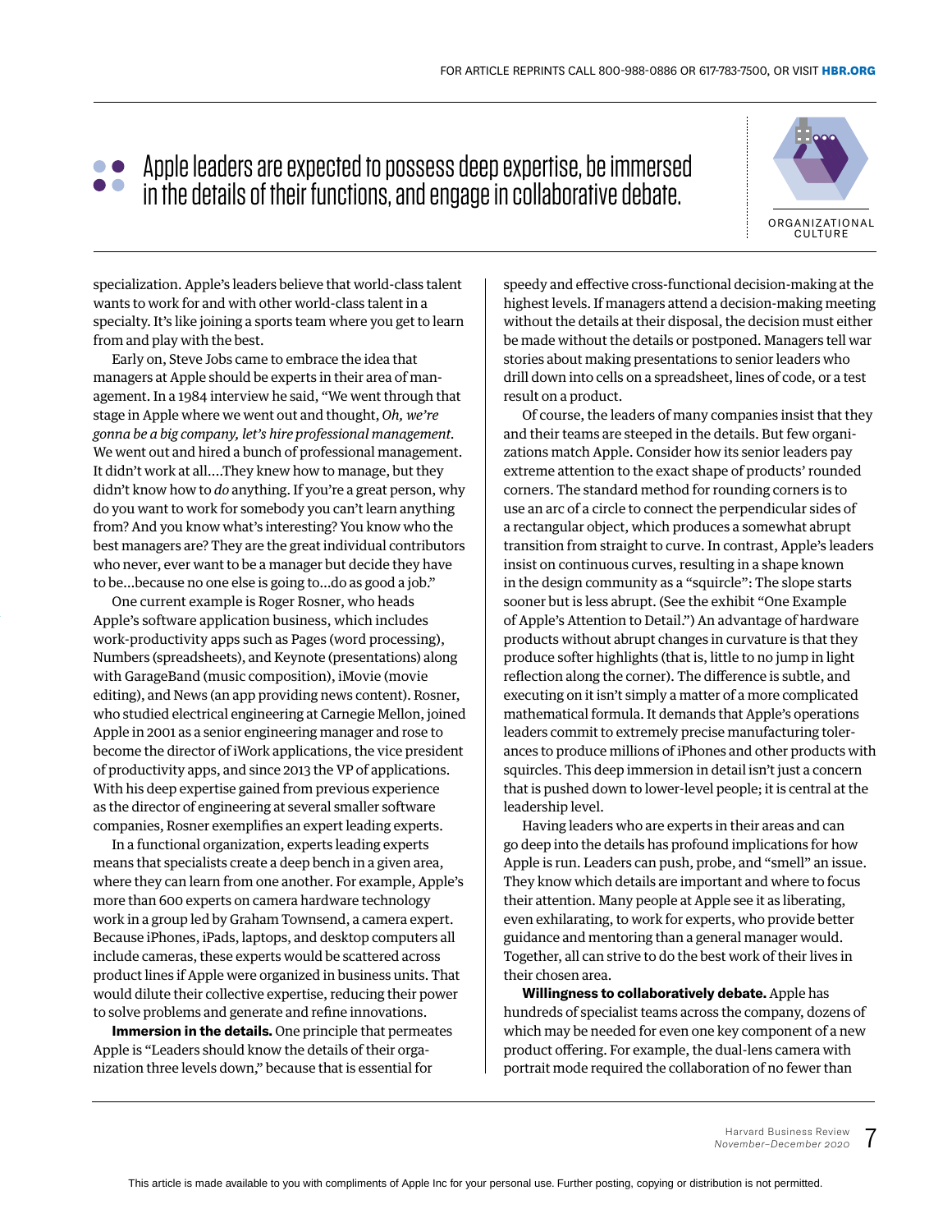> Apple leaders are expected to possess deep expertise, be immersed in the details of their functions, and engage in collaborative debate.

ORGANIZATIONAL CULTURE

specialization. Apple's leaders believe that world-class talent wants to work for and with other world-class talent in a specialty. It's like joining a sports team where you get to learn from and play with the best.

Early on, Steve Jobs came to embrace the idea that managers at Apple should be experts in their area of management. In a 1984 interview he said, "We went through that stage in Apple where we went out and thought, *Oh, we're gonna be a big company, let's hire professional management.* We went out and hired a bunch of professional management. It didn't work at all....They knew how to manage, but they didn't know how to *do* anything. If you're a great person, why do you want to work for somebody you can't learn anything from? And you know what's interesting? You know who the best managers are? They are the great individual contributors who never, ever want to be a manager but decide they have to be...because no one else is going to...do as good a job."

One current example is Roger Rosner, who heads Apple's software application business, which includes work-productivity apps such as Pages (word processing), Numbers (spreadsheets), and Keynote (presentations) along with GarageBand (music composition), iMovie (movie editing), and News (an app providing news content). Rosner, who studied electrical engineering at Carnegie Mellon, joined Apple in 2001 as a senior engineering manager and rose to become the director of iWork applications, the vice president of productivity apps, and since 2013 the VP of applications. With his deep expertise gained from previous experience as the director of engineering at several smaller software companies, Rosner exemplifies an expert leading experts.

In a functional organization, experts leading experts means that specialists create a deep bench in a given area, where they can learn from one another. For example, Apple's more than 600 experts on camera hardware technology work in a group led by Graham Townsend, a camera expert. Because iPhones, iPads, laptops, and desktop computers all include cameras, these experts would be scattered across product lines if Apple were organized in business units. That would dilute their collective expertise, reducing their power to solve problems and generate and refine innovations.

**Immersion in the details.** One principle that permeates Apple is "Leaders should know the details of their organization three levels down," because that is essential for speedy and effective cross-functional decision-making at the highest levels. If managers attend a decision-making meeting without the details at their disposal, the decision must either be made without the details or postponed. Managers tell war stories about making presentations to senior leaders who drill down into cells on a spreadsheet, lines of code, or a test result on a product.

Of course, the leaders of many companies insist that they and their teams are steeped in the details. But few organizations match Apple. Consider how its senior leaders pay extreme attention to the exact shape of products' rounded corners. The standard method for rounding corners is to use an arc of a circle to connect the perpendicular sides of a rectangular object, which produces a somewhat abrupt transition from straight to curve. In contrast, Apple's leaders insist on continuous curves, resulting in a shape known in the design community as a "squircle": The slope starts sooner but is less abrupt. (See the exhibit "One Example of Apple's Attention to Detail.") An advantage of hardware products without abrupt changes in curvature is that they produce softer highlights (that is, little to no jump in light reflection along the corner). The difference is subtle, and executing on it isn't simply a matter of a more complicated mathematical formula. It demands that Apple's operations leaders commit to extremely precise manufacturing tolerances to produce millions of iPhones and other products with squircles. This deep immersion in detail isn't just a concern that is pushed down to lower-level people; it is central at the leadership level.

Having leaders who are experts in their areas and can go deep into the details has profound implications for how Apple is run. Leaders can push, probe, and "smell" an issue. They know which details are important and where to focus their attention. Many people at Apple see it as liberating, even exhilarating, to work for experts, who provide better guidance and mentoring than a general manager would. Together, all can strive to do the best work of their lives in their chosen area.

**Willingness to collaboratively debate.** Apple has hundreds of specialist teams across the company, dozens of which may be needed for even one key component of a new product offering. For example, the dual-lens camera with portrait mode required the collaboration of no fewer than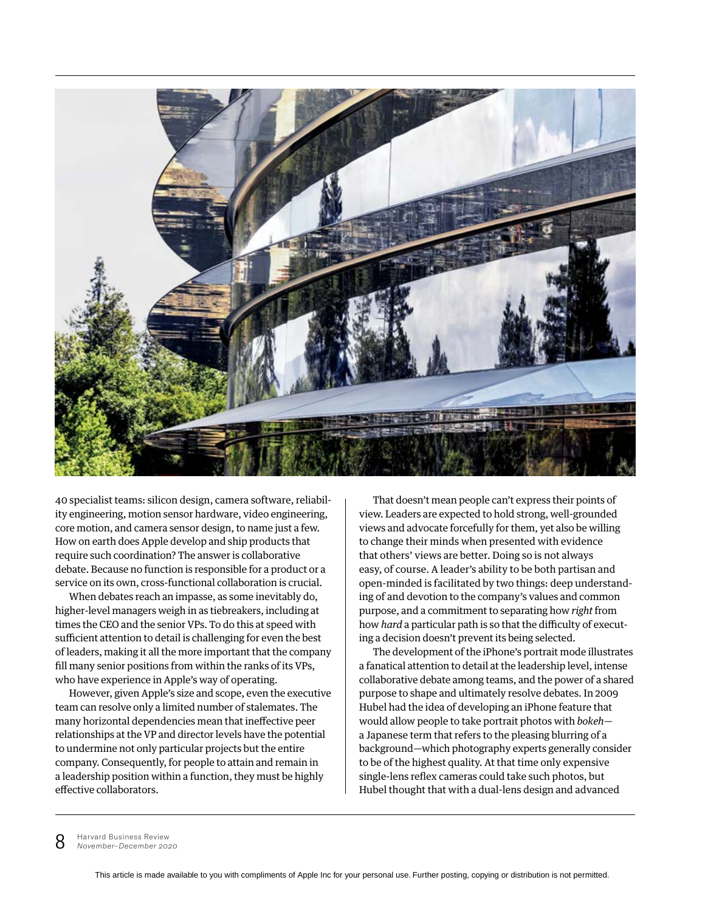40 specialist teams: silicon design, camera software, reliability engineering, motion sensor hardware, video engineering, core motion, and camera sensor design, to name just a few. How on earth does Apple develop and ship products that require such coordination? The answer is collaborative debate. Because no function is responsible for a product or a service on its own, cross-functional collaboration is crucial.

When debates reach an impasse, as some inevitably do, higher-level managers weigh in as tiebreakers, including at times the CEO and the senior VPs. To do this at speed with sufficient attention to detail is challenging for even the best of leaders, making it all the more important that the company fill many senior positions from within the ranks of its VPs, who have experience in Apple's way of operating.

However, given Apple's size and scope, even the executive team can resolve only a limited number of stalemates. The many horizontal dependencies mean that ineffective peer relationships at the VP and director levels have the potential to undermine not only particular projects but the entire company. Consequently, for people to attain and remain in a leadership position within a function, they must be highly effective collaborators.

That doesn't mean people can't express their points of view. Leaders are expected to hold strong, well-grounded views and advocate forcefully for them, yet also be willing to change their minds when presented with evidence that others' views are better. Doing so is not always easy, of course. A leader's ability to be both partisan and open-minded is facilitated by two things: deep understanding of and devotion to the company's values and common purpose, and a commitment to separating how *right* from how *hard* a particular path is so that the difficulty of executing a decision doesn't prevent its being selected.

The development of the iPhone's portrait mode illustrates a fanatical attention to detail at the leadership level, intense collaborative debate among teams, and the power of a shared purpose to shape and ultimately resolve debates. In 2009 Hubel had the idea of developing an iPhone feature that would allow people to take portrait photos with *bokeh*—a Japanese term that refers to the pleasing blurring of a background—which photography experts generally consider to be of the highest quality. At that time only expensive single-lens reflex cameras could take such photos, but Hubel thought that with a dual-lens design and advanced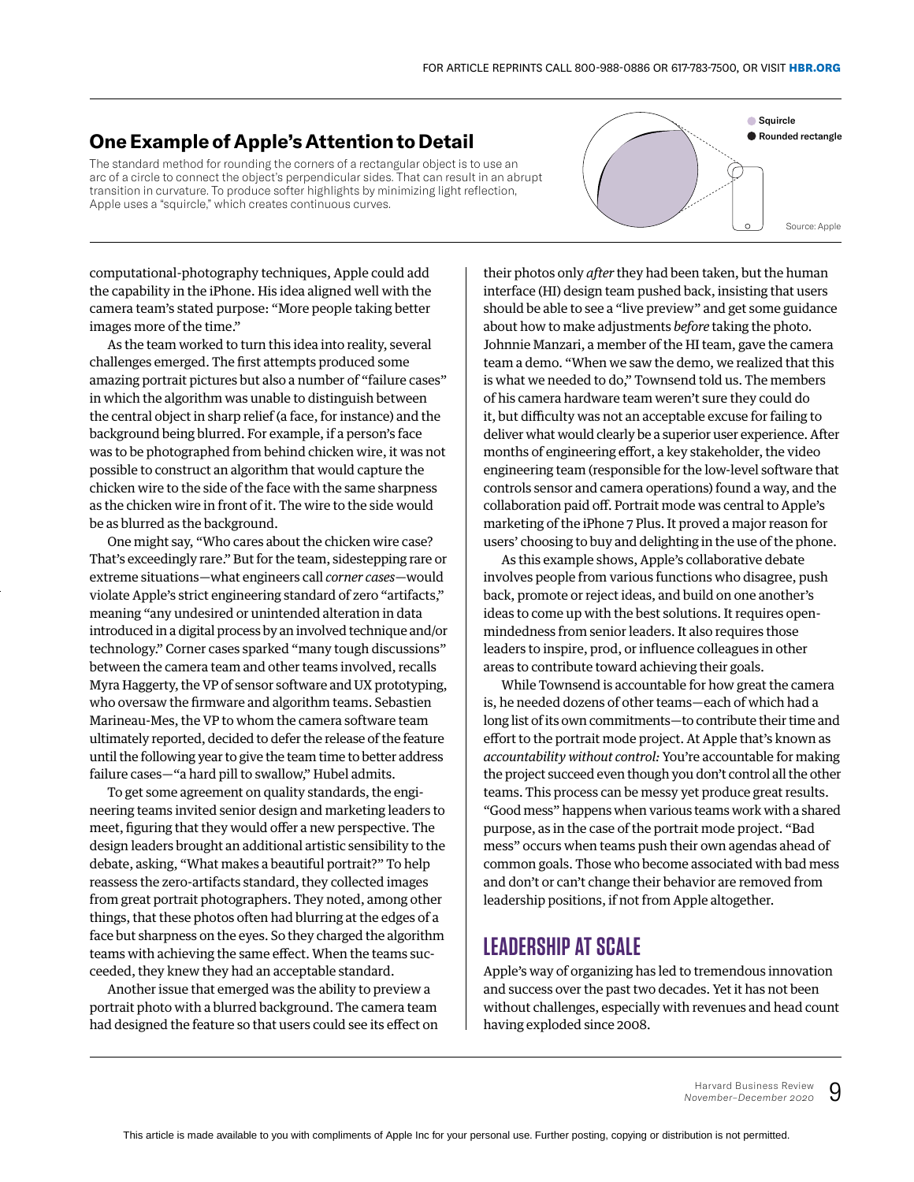## One Example of Apple's Attention to Detail

The standard method for rounding the corners of a rectangular object is to use an arc of a circle to connect the object's perpendicular sides. That can result in an abrupt transition in curvature. To produce softer highlights by minimizing light reflection, Apple uses a "squircle," which creates continuous curves.

Squircle
Rounded rectangle

Source: Apple

computational-photography techniques, Apple could add the capability in the iPhone. His idea aligned well with the camera team's stated purpose: "More people taking better images more of the time."

As the team worked to turn this idea into reality, several challenges emerged. The first attempts produced some amazing portrait pictures but also a number of "failure cases" in which the algorithm was unable to distinguish between the central object in sharp relief (a face, for instance) and the background being blurred. For example, if a person's face was to be photographed from behind chicken wire, it was not possible to construct an algorithm that would capture the chicken wire to the side of the face with the same sharpness as the chicken wire in front of it. The wire to the side would be as blurred as the background.

One might say, "Who cares about the chicken wire case? That's exceedingly rare." But for the team, sidestepping rare or extreme situations—what engineers call *corner cases*—would violate Apple's strict engineering standard of zero "artifacts," meaning "any undesired or unintended alteration in data introduced in a digital process by an involved technique and/or technology." Corner cases sparked "many tough discussions" between the camera team and other teams involved, recalls Myra Haggerty, the VP of sensor software and UX prototyping, who oversaw the firmware and algorithm teams. Sebastien Marineau-Mes, the VP to whom the camera software team ultimately reported, decided to defer the release of the feature until the following year to give the team time to better address failure cases—"a hard pill to swallow," Hubel admits.

To get some agreement on quality standards, the engineering teams invited senior design and marketing leaders to meet, figuring that they would offer a new perspective. The design leaders brought an additional artistic sensibility to the debate, asking, "What makes a beautiful portrait?" To help reassess the zero-artifacts standard, they collected images from great portrait photographers. They noted, among other things, that these photos often had blurring at the edges of a face but sharpness on the eyes. So they charged the algorithm teams with achieving the same effect. When the teams succeeded, they knew they had an acceptable standard.

Another issue that emerged was the ability to preview a portrait photo with a blurred background. The camera team had designed the feature so that users could see its effect on their photos only *after* they had been taken, but the human interface (HI) design team pushed back, insisting that users should be able to see a "live preview" and get some guidance about how to make adjustments *before* taking the photo. Johnnie Manzari, a member of the HI team, gave the camera team a demo. "When we saw the demo, we realized that this is what we needed to do," Townsend told us. The members of his camera hardware team weren't sure they could do it, but difficulty was not an acceptable excuse for failing to deliver what would clearly be a superior user experience. After months of engineering effort, a key stakeholder, the video engineering team (responsible for the low-level software that controls sensor and camera operations) found a way, and the collaboration paid off. Portrait mode was central to Apple's marketing of the iPhone 7 Plus. It proved a major reason for users' choosing to buy and delighting in the use of the phone.

As this example shows, Apple's collaborative debate involves people from various functions who disagree, push back, promote or reject ideas, and build on one another's ideas to come up with the best solutions. It requires open-mindedness from senior leaders. It also requires those leaders to inspire, prod, or influence colleagues in other areas to contribute toward achieving their goals.

While Townsend is accountable for how great the camera is, he needed dozens of other teams—each of which had a long list of its own commitments—to contribute their time and effort to the portrait mode project. At Apple that's known as *accountability without control:* You're accountable for making the project succeed even though you don't control all the other teams. This process can be messy yet produce great results. "Good mess" happens when various teams work with a shared purpose, as in the case of the portrait mode project. "Bad mess" occurs when teams push their own agendas ahead of common goals. Those who become associated with bad mess and don't or can't change their behavior are removed from leadership positions, if not from Apple altogether.

## LEADERSHIP AT SCALE

Apple's way of organizing has led to tremendous innovation and success over the past two decades. Yet it has not been without challenges, especially with revenues and head count having exploded since 2008.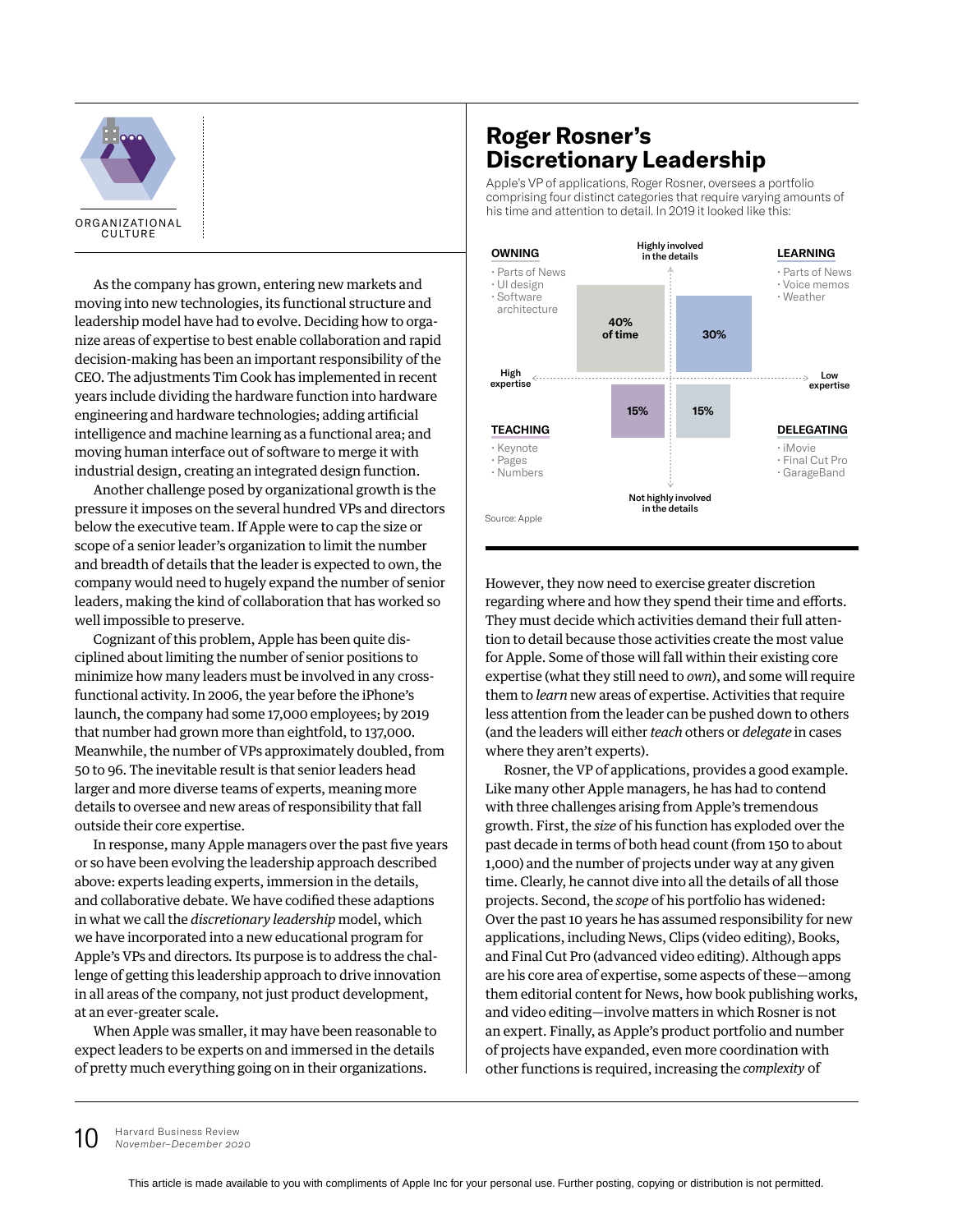ORGANIZATIONAL CULTURE

As the company has grown, entering new markets and moving into new technologies, its functional structure and leadership model have had to evolve. Deciding how to organize areas of expertise to best enable collaboration and rapid decision-making has been an important responsibility of the CEO. The adjustments Tim Cook has implemented in recent years include dividing the hardware function into hardware engineering and hardware technologies; adding artificial intelligence and machine learning as a functional area; and moving human interface out of software to merge it with industrial design, creating an integrated design function.

Another challenge posed by organizational growth is the pressure it imposes on the several hundred VPs and directors below the executive team. If Apple were to cap the size or scope of a senior leader's organization to limit the number and breadth of details that the leader is expected to own, the company would need to hugely expand the number of senior leaders, making the kind of collaboration that has worked so well impossible to preserve.

Cognizant of this problem, Apple has been quite disciplined about limiting the number of senior positions to minimize how many leaders must be involved in any cross-functional activity. In 2006, the year before the iPhone's launch, the company had some 17,000 employees; by 2019 that number had grown more than eightfold, to 137,000. Meanwhile, the number of VPs approximately doubled, from 50 to 96. The inevitable result is that senior leaders head larger and more diverse teams of experts, meaning more details to oversee and new areas of responsibility that fall outside their core expertise.

In response, many Apple managers over the past five years or so have been evolving the leadership approach described above: experts leading experts, immersion in the details, and collaborative debate. We have codified these adaptions in what we call the *discretionary leadership* model, which we have incorporated into a new educational program for Apple's VPs and directors. Its purpose is to address the challenge of getting this leadership approach to drive innovation in all areas of the company, not just product development, at an ever-greater scale.

When Apple was smaller, it may have been reasonable to expect leaders to be experts on and immersed in the details of pretty much everything going on in their organizations.

## Roger Rosner's Discretionary Leadership

Apple's VP of applications, Roger Rosner, oversees a portfolio comprising four distinct categories that require varying amounts of his time and attention to detail. In 2019 it looked like this:

| | High expertise | Low expertise |
|---|---|---|
| **Highly involved in the details** | **OWNING** — 40% of time<br>· Parts of News<br>· UI design<br>· Software architecture | **LEARNING** — 30%<br>· Parts of News<br>· Voice memos<br>· Weather |
| **Not highly involved in the details** | **TEACHING** — 15%<br>· Keynote<br>· Pages<br>· Numbers | **DELEGATING** — 15%<br>· iMovie<br>· Final Cut Pro<br>· GarageBand |

Source: Apple

However, they now need to exercise greater discretion regarding where and how they spend their time and efforts. They must decide which activities demand their full attention to detail because those activities create the most value for Apple. Some of those will fall within their existing core expertise (what they still need to *own*), and some will require them to *learn* new areas of expertise. Activities that require less attention from the leader can be pushed down to others (and the leaders will either *teach* others or *delegate* in cases where they aren't experts).

Rosner, the VP of applications, provides a good example. Like many other Apple managers, he has had to contend with three challenges arising from Apple's tremendous growth. First, the *size* of his function has exploded over the past decade in terms of both head count (from 150 to about 1,000) and the number of projects under way at any given time. Clearly, he cannot dive into all the details of all those projects. Second, the *scope* of his portfolio has widened: Over the past 10 years he has assumed responsibility for new applications, including News, Clips (video editing), Books, and Final Cut Pro (advanced video editing). Although apps are his core area of expertise, some aspects of these—among them editorial content for News, how book publishing works, and video editing—involve matters in which Rosner is not an expert. Finally, as Apple's product portfolio and number of projects have expanded, even more coordination with other functions is required, increasing the *complexity* of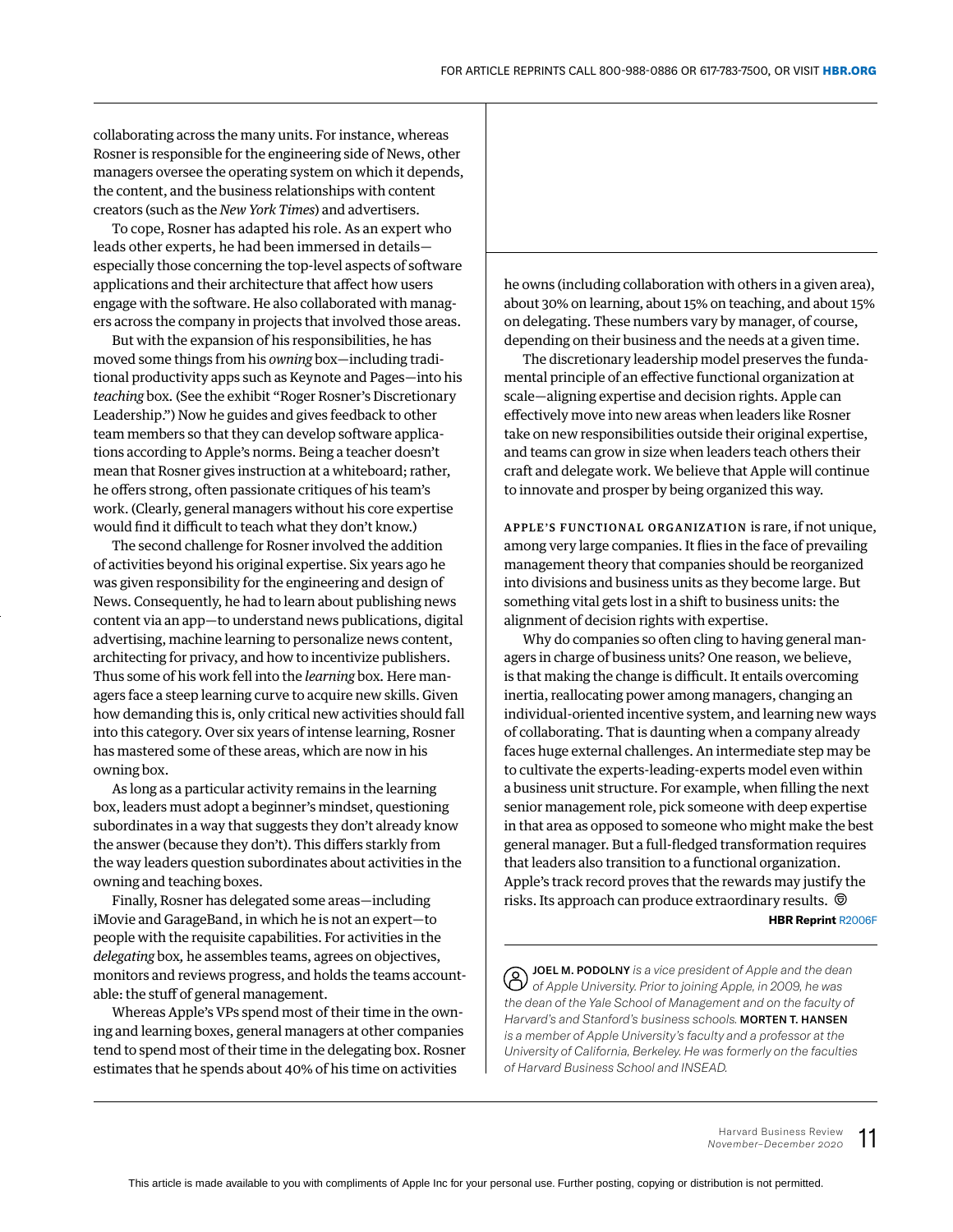collaborating across the many units. For instance, whereas Rosner is responsible for the engineering side of News, other managers oversee the operating system on which it depends, the content, and the business relationships with content creators (such as the *New York Times*) and advertisers.

To cope, Rosner has adapted his role. As an expert who leads other experts, he had been immersed in details—especially those concerning the top-level aspects of software applications and their architecture that affect how users engage with the software. He also collaborated with managers across the company in projects that involved those areas.

But with the expansion of his responsibilities, he has moved some things from his *owning* box—including traditional productivity apps such as Keynote and Pages—into his *teaching* box. (See the exhibit "Roger Rosner's Discretionary Leadership.") Now he guides and gives feedback to other team members so that they can develop software applications according to Apple's norms. Being a teacher doesn't mean that Rosner gives instruction at a whiteboard; rather, he offers strong, often passionate critiques of his team's work. (Clearly, general managers without his core expertise would find it difficult to teach what they don't know.)

The second challenge for Rosner involved the addition of activities beyond his original expertise. Six years ago he was given responsibility for the engineering and design of News. Consequently, he had to learn about publishing news content via an app—to understand news publications, digital advertising, machine learning to personalize news content, architecting for privacy, and how to incentivize publishers. Thus some of his work fell into the *learning* box. Here managers face a steep learning curve to acquire new skills. Given how demanding this is, only critical new activities should fall into this category. Over six years of intense learning, Rosner has mastered some of these areas, which are now in his owning box.

As long as a particular activity remains in the learning box, leaders must adopt a beginner's mindset, questioning subordinates in a way that suggests they don't already know the answer (because they don't). This differs starkly from the way leaders question subordinates about activities in the owning and teaching boxes.

Finally, Rosner has delegated some areas—including iMovie and GarageBand, in which he is not an expert—to people with the requisite capabilities. For activities in the *delegating* box, he assembles teams, agrees on objectives, monitors and reviews progress, and holds the teams accountable: the stuff of general management.

Whereas Apple's VPs spend most of their time in the owning and learning boxes, general managers at other companies tend to spend most of their time in the delegating box. Rosner estimates that he spends about 40% of his time on activities he owns (including collaboration with others in a given area), about 30% on learning, about 15% on teaching, and about 15% on delegating. These numbers vary by manager, of course, depending on their business and the needs at a given time.

The discretionary leadership model preserves the fundamental principle of an effective functional organization at scale—aligning expertise and decision rights. Apple can effectively move into new areas when leaders like Rosner take on new responsibilities outside their original expertise, and teams can grow in size when leaders teach others their craft and delegate work. We believe that Apple will continue to innovate and prosper by being organized this way.

APPLE'S FUNCTIONAL ORGANIZATION is rare, if not unique, among very large companies. It flies in the face of prevailing management theory that companies should be reorganized into divisions and business units as they become large. But something vital gets lost in a shift to business units: the alignment of decision rights with expertise.

Why do companies so often cling to having general managers in charge of business units? One reason, we believe, is that making the change is difficult. It entails overcoming inertia, reallocating power among managers, changing an individual-oriented incentive system, and learning new ways of collaborating. That is daunting when a company already faces huge external challenges. An intermediate step may be to cultivate the experts-leading-experts model even within a business unit structure. For example, when filling the next senior management role, pick someone with deep expertise in that area as opposed to someone who might make the best general manager. But a full-fledged transformation requires that leaders also transition to a functional organization. Apple's track record proves that the rewards may justify the risks. Its approach can produce extraordinary results.

**HBR Reprint** R2006F

**JOEL M. PODOLNY** *is a vice president of Apple and the dean of Apple University. Prior to joining Apple, in 2009, he was the dean of the Yale School of Management and on the faculty of Harvard's and Stanford's business schools.* **MORTEN T. HANSEN** *is a member of Apple University's faculty and a professor at the University of California, Berkeley. He was formerly on the faculties of Harvard Business School and INSEAD.*